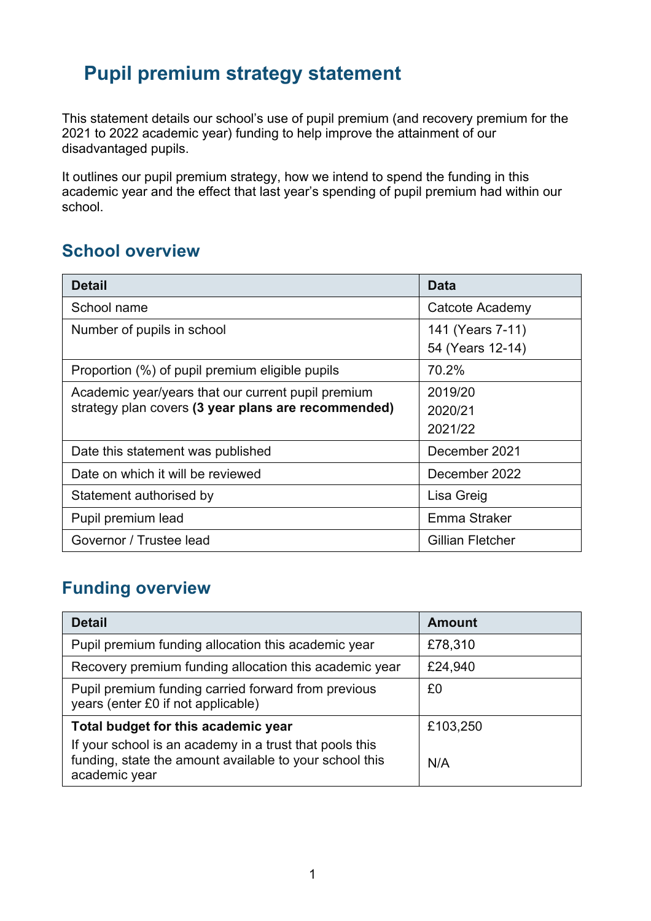# Pupil premium strategy statement

This statement details our school's use of pupil premium (and recovery premium for the 2021 to 2022 academic year) funding to help improve the attainment of our disadvantaged pupils.

It outlines our pupil premium strategy, how we intend to spend the funding in this academic year and the effect that last year's spending of pupil premium had within our school.

## School overview

| Detail | Data |
|---|---|
| School name | Catcote Academy |
| Number of pupils in school | 141 (Years 7-11)<br>54 (Years 12-14) |
| Proportion (%) of pupil premium eligible pupils | 70.2% |
| Academic year/years that our current pupil premium strategy plan covers **(3 year plans are recommended)** | 2019/20<br>2020/21<br>2021/22 |
| Date this statement was published | December 2021 |
| Date on which it will be reviewed | December 2022 |
| Statement authorised by | Lisa Greig |
| Pupil premium lead | Emma Straker |
| Governor / Trustee lead | Gillian Fletcher |

## Funding overview

| Detail | Amount |
|---|---|
| Pupil premium funding allocation this academic year | £78,310 |
| Recovery premium funding allocation this academic year | £24,940 |
| Pupil premium funding carried forward from previous years (enter £0 if not applicable) | £0 |
| **Total budget for this academic year**<br>If your school is an academy in a trust that pools this funding, state the amount available to your school this academic year | £103,250<br><br>N/A |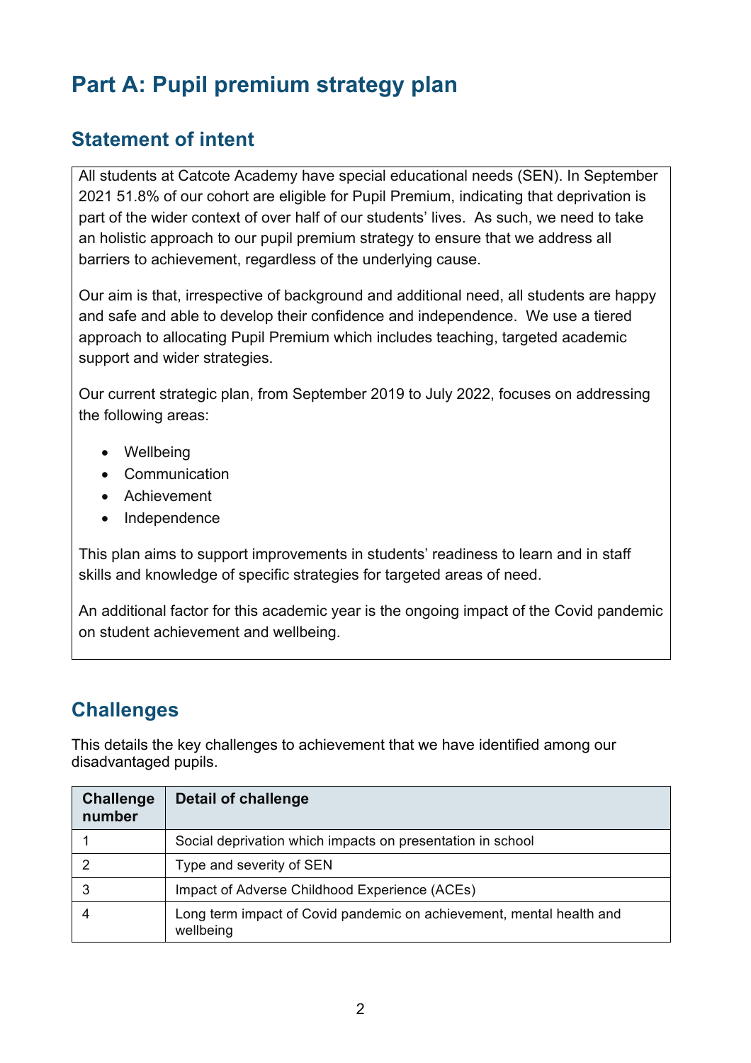# Part A: Pupil premium strategy plan

## Statement of intent

All students at Catcote Academy have special educational needs (SEN). In September 2021 51.8% of our cohort are eligible for Pupil Premium, indicating that deprivation is part of the wider context of over half of our students' lives. As such, we need to take an holistic approach to our pupil premium strategy to ensure that we address all barriers to achievement, regardless of the underlying cause.

Our aim is that, irrespective of background and additional need, all students are happy and safe and able to develop their confidence and independence. We use a tiered approach to allocating Pupil Premium which includes teaching, targeted academic support and wider strategies.

Our current strategic plan, from September 2019 to July 2022, focuses on addressing the following areas:

- Wellbeing
- Communication
- Achievement
- Independence

This plan aims to support improvements in students' readiness to learn and in staff skills and knowledge of specific strategies for targeted areas of need.

An additional factor for this academic year is the ongoing impact of the Covid pandemic on student achievement and wellbeing.

## Challenges

This details the key challenges to achievement that we have identified among our disadvantaged pupils.

| Challenge number | Detail of challenge |
|---|---|
| 1 | Social deprivation which impacts on presentation in school |
| 2 | Type and severity of SEN |
| 3 | Impact of Adverse Childhood Experience (ACEs) |
| 4 | Long term impact of Covid pandemic on achievement, mental health and wellbeing |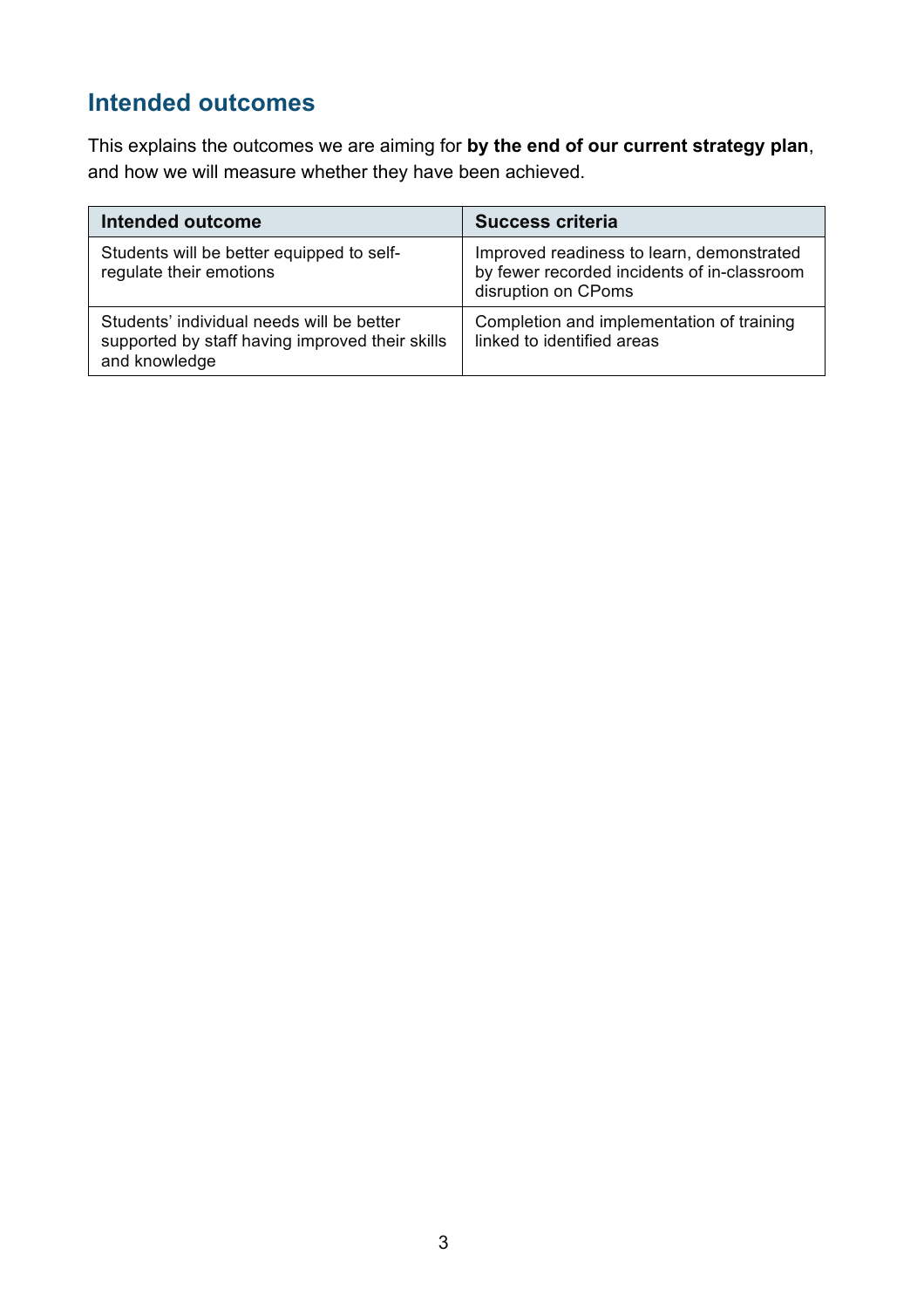## Intended outcomes

This explains the outcomes we are aiming for **by the end of our current strategy plan**, and how we will measure whether they have been achieved.

| Intended outcome | Success criteria |
|---|---|
| Students will be better equipped to self-regulate their emotions | Improved readiness to learn, demonstrated by fewer recorded incidents of in-classroom disruption on CPoms |
| Students' individual needs will be better supported by staff having improved their skills and knowledge | Completion and implementation of training linked to identified areas |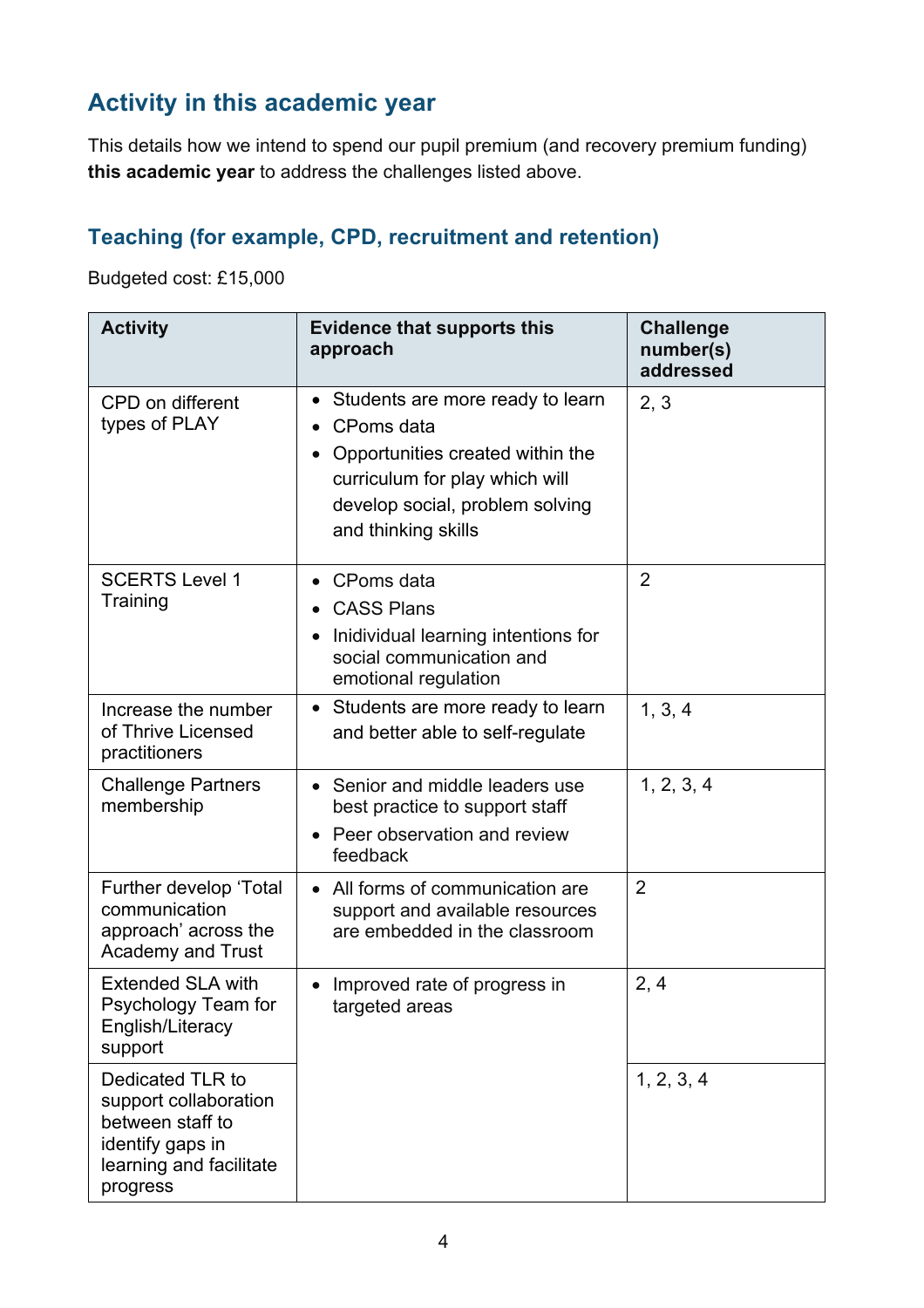## Activity in this academic year

This details how we intend to spend our pupil premium (and recovery premium funding) **this academic year** to address the challenges listed above.

### Teaching (for example, CPD, recruitment and retention)

Budgeted cost: £15,000

| Activity | Evidence that supports this approach | Challenge number(s) addressed |
|---|---|---|
| CPD on different types of PLAY | • Students are more ready to learn<br>• CPoms data<br>• Opportunities created within the curriculum for play which will develop social, problem solving and thinking skills | 2, 3 |
| SCERTS Level 1 Training | • CPoms data<br>• CASS Plans<br>• Inidividual learning intentions for social communication and emotional regulation | 2 |
| Increase the number of Thrive Licensed practitioners | • Students are more ready to learn and better able to self-regulate | 1, 3, 4 |
| Challenge Partners membership | • Senior and middle leaders use best practice to support staff<br>• Peer observation and review feedback | 1, 2, 3, 4 |
| Further develop 'Total communication approach' across the Academy and Trust | • All forms of communication are support and available resources are embedded in the classroom | 2 |
| Extended SLA with Psychology Team for English/Literacy support | • Improved rate of progress in targeted areas | 2, 4 |
| Dedicated TLR to support collaboration between staff to identify gaps in learning and facilitate progress | | 1, 2, 3, 4 |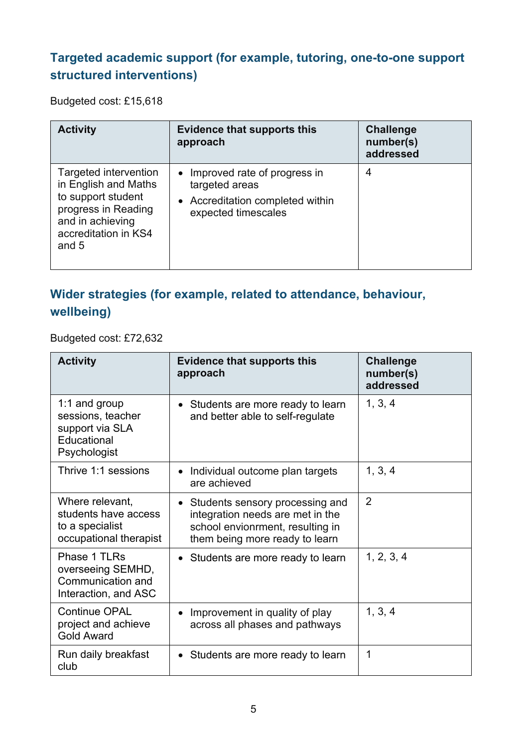## Targeted academic support (for example, tutoring, one-to-one support structured interventions)

Budgeted cost: £15,618

| Activity | Evidence that supports this approach | Challenge number(s) addressed |
|---|---|---|
| Targeted intervention in English and Maths to support student progress in Reading and in achieving accreditation in KS4 and 5 | • Improved rate of progress in targeted areas<br>• Accreditation completed within expected timescales | 4 |

## Wider strategies (for example, related to attendance, behaviour, wellbeing)

Budgeted cost: £72,632

| Activity | Evidence that supports this approach | Challenge number(s) addressed |
|---|---|---|
| 1:1 and group sessions, teacher support via SLA Educational Psychologist | • Students are more ready to learn and better able to self-regulate | 1, 3, 4 |
| Thrive 1:1 sessions | • Individual outcome plan targets are achieved | 1, 3, 4 |
| Where relevant, students have access to a specialist occupational therapist | • Students sensory processing and integration needs are met in the school envionrment, resulting in them being more ready to learn | 2 |
| Phase 1 TLRs overseeing SEMHD, Communication and Interaction, and ASC | • Students are more ready to learn | 1, 2, 3, 4 |
| Continue OPAL project and achieve Gold Award | • Improvement in quality of play across all phases and pathways | 1, 3, 4 |
| Run daily breakfast club | • Students are more ready to learn | 1 |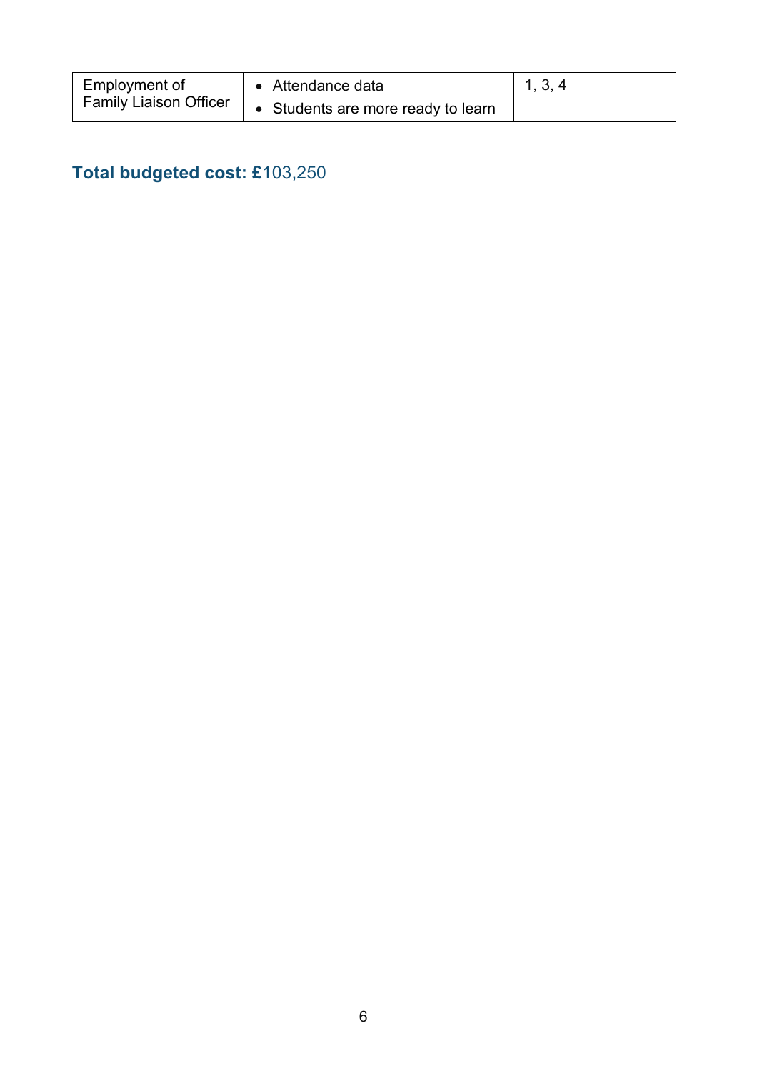| Employment of Family Liaison Officer | • Attendance data<br>• Students are more ready to learn | 1, 3, 4 |
| --- | --- | --- |

**Total budgeted cost: £**103,250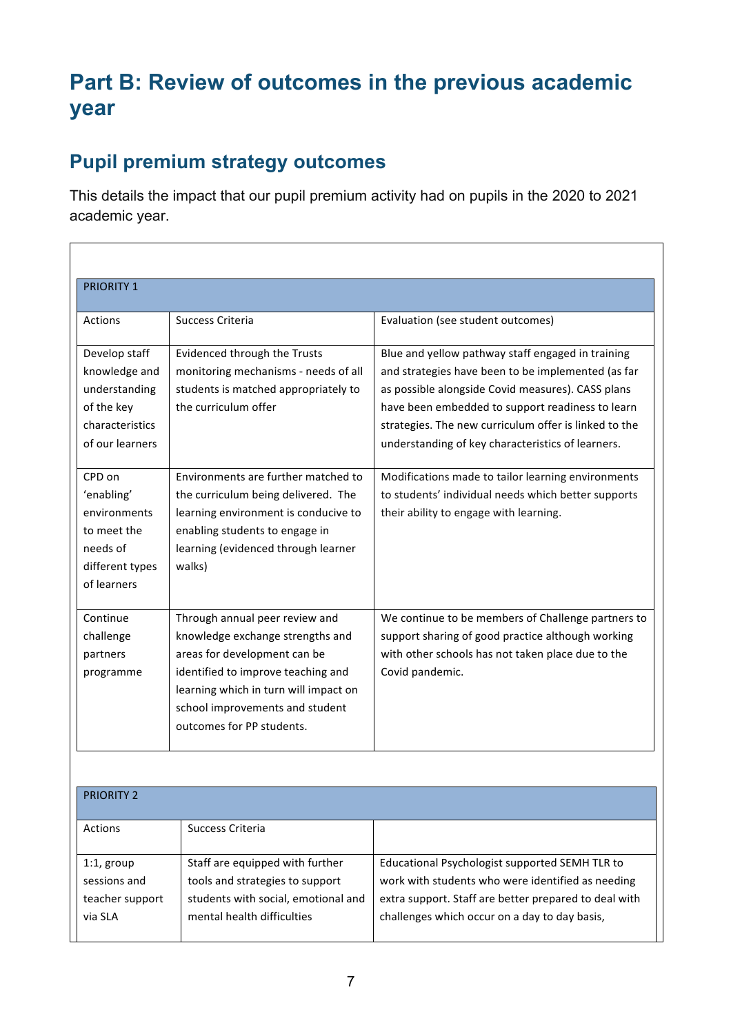# Part B: Review of outcomes in the previous academic year

## Pupil premium strategy outcomes

This details the impact that our pupil premium activity had on pupils in the 2020 to 2021 academic year.

| PRIORITY 1 | | |
|---|---|---|
| Actions | Success Criteria | Evaluation (see student outcomes) |
| Develop staff knowledge and understanding of the key characteristics of our learners | Evidenced through the Trusts monitoring mechanisms - needs of all students is matched appropriately to the curriculum offer | Blue and yellow pathway staff engaged in training and strategies have been to be implemented (as far as possible alongside Covid measures). CASS plans have been embedded to support readiness to learn strategies. The new curriculum offer is linked to the understanding of key characteristics of learners. |
| CPD on 'enabling' environments to meet the needs of different types of learners | Environments are further matched to the curriculum being delivered. The learning environment is conducive to enabling students to engage in learning (evidenced through learner walks) | Modifications made to tailor learning environments to students' individual needs which better supports their ability to engage with learning. |
| Continue challenge partners programme | Through annual peer review and knowledge exchange strengths and areas for development can be identified to improve teaching and learning which in turn will impact on school improvements and student outcomes for PP students. | We continue to be members of Challenge partners to support sharing of good practice although working with other schools has not taken place due to the Covid pandemic. |

| PRIORITY 2 | | |
|---|---|---|
| Actions | Success Criteria | |
| 1:1, group sessions and teacher support via SLA | Staff are equipped with further tools and strategies to support students with social, emotional and mental health difficulties | Educational Psychologist supported SEMH TLR to work with students who were identified as needing extra support. Staff are better prepared to deal with challenges which occur on a day to day basis, |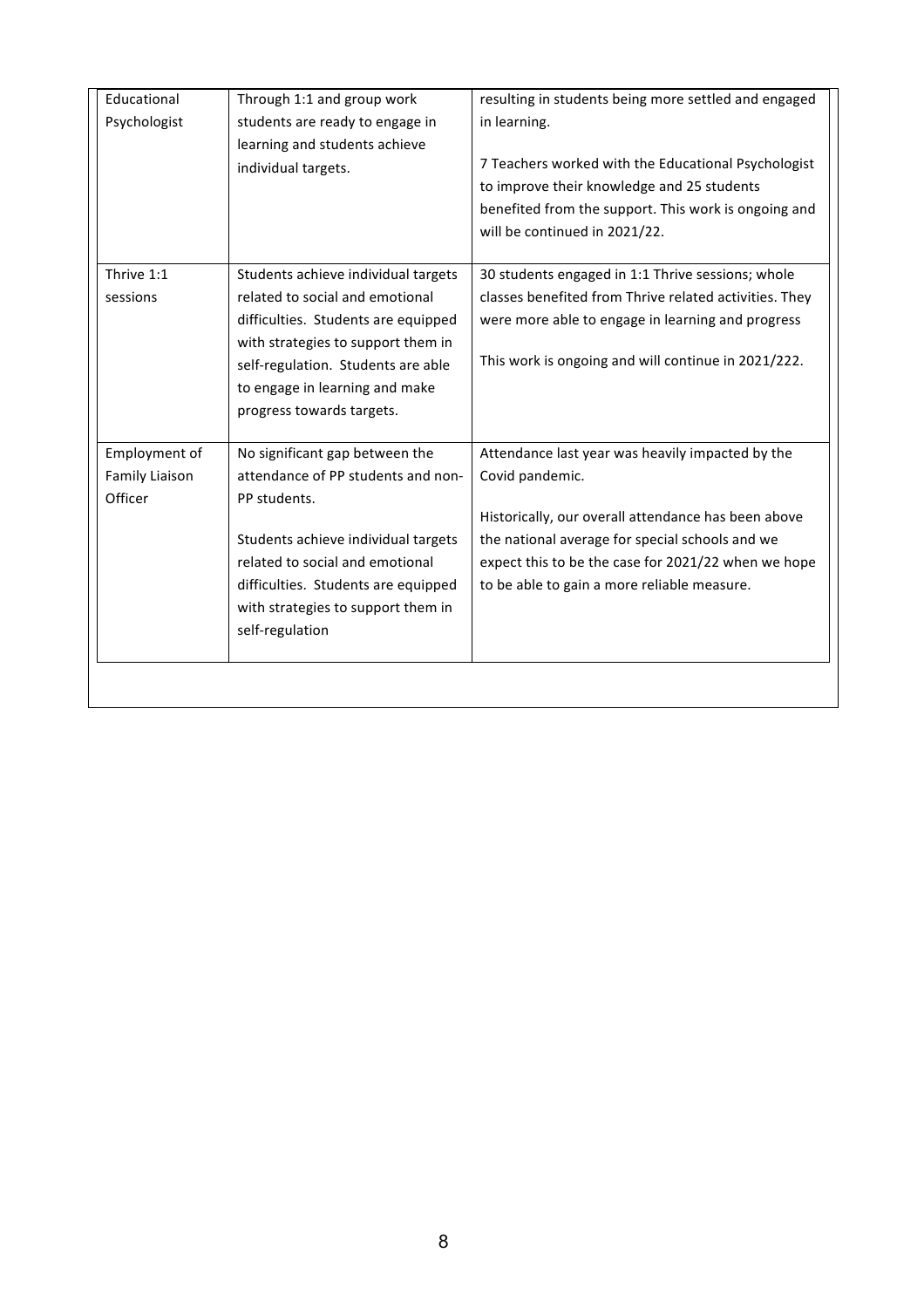| | | |
|---|---|---|
| Educational Psychologist | Through 1:1 and group work students are ready to engage in learning and students achieve individual targets. | resulting in students being more settled and engaged in learning.<br><br>7 Teachers worked with the Educational Psychologist to improve their knowledge and 25 students benefited from the support. This work is ongoing and will be continued in 2021/22. |
| Thrive 1:1 sessions | Students achieve individual targets related to social and emotional difficulties. Students are equipped with strategies to support them in self-regulation. Students are able to engage in learning and make progress towards targets. | 30 students engaged in 1:1 Thrive sessions; whole classes benefited from Thrive related activities. They were more able to engage in learning and progress<br><br>This work is ongoing and will continue in 2021/222. |
| Employment of Family Liaison Officer | No significant gap between the attendance of PP students and non-PP students.<br><br>Students achieve individual targets related to social and emotional difficulties. Students are equipped with strategies to support them in self-regulation | Attendance last year was heavily impacted by the Covid pandemic.<br><br>Historically, our overall attendance has been above the national average for special schools and we expect this to be the case for 2021/22 when we hope to be able to gain a more reliable measure. |